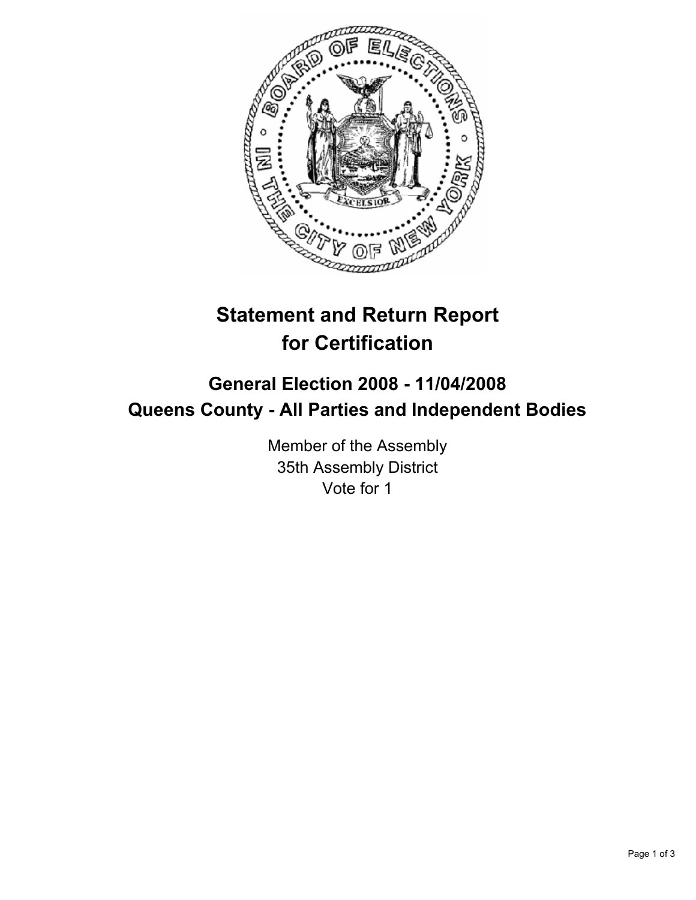# Statement and Return Report for Certification

## General Election 2008 - 11/04/2008
## Queens County - All Parties and Independent Bodies

Member of the Assembly
35th Assembly District
Vote for 1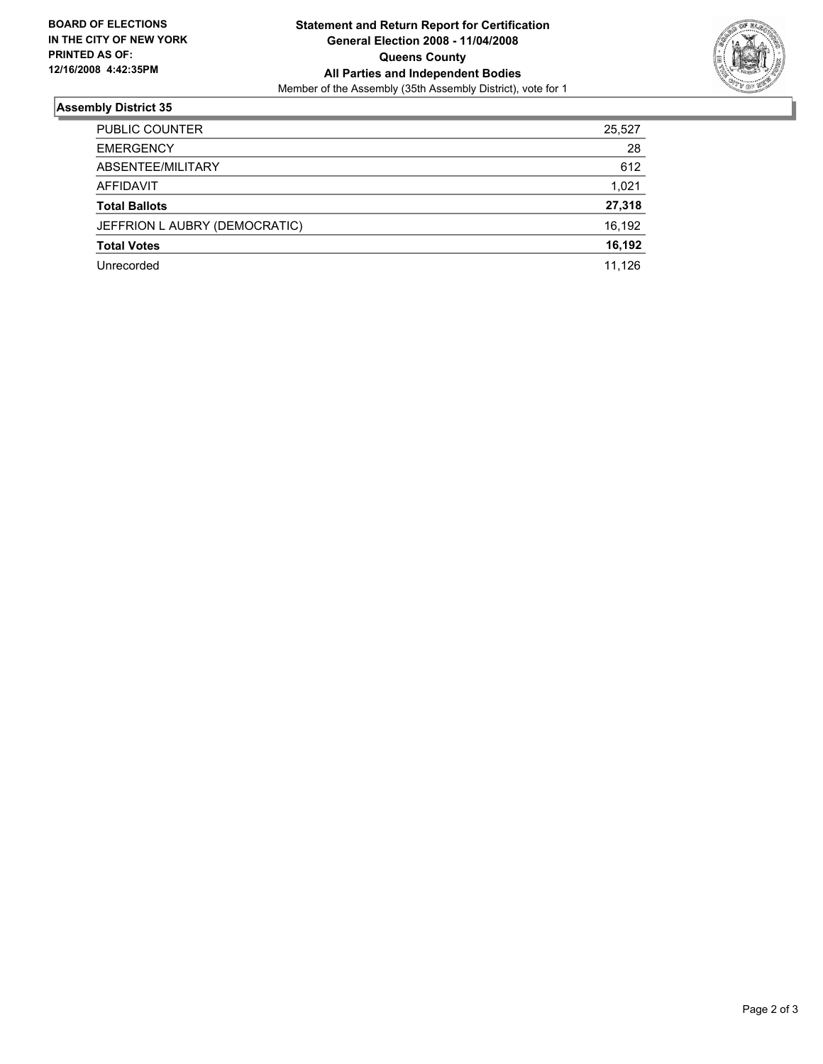**BOARD OF ELECTIONS IN THE CITY OF NEW YORK PRINTED AS OF: 12/16/2008 4:42:35PM**

**Statement and Return Report for Certification**
**General Election 2008 - 11/04/2008**
**Queens County**
**All Parties and Independent Bodies**
Member of the Assembly (35th Assembly District), vote for 1

## Assembly District 35

| | |
|---|---|
| PUBLIC COUNTER | 25,527 |
| EMERGENCY | 28 |
| ABSENTEE/MILITARY | 612 |
| AFFIDAVIT | 1,021 |
| **Total Ballots** | **27,318** |
| JEFFRION L AUBRY (DEMOCRATIC) | 16,192 |
| **Total Votes** | **16,192** |
| Unrecorded | 11,126 |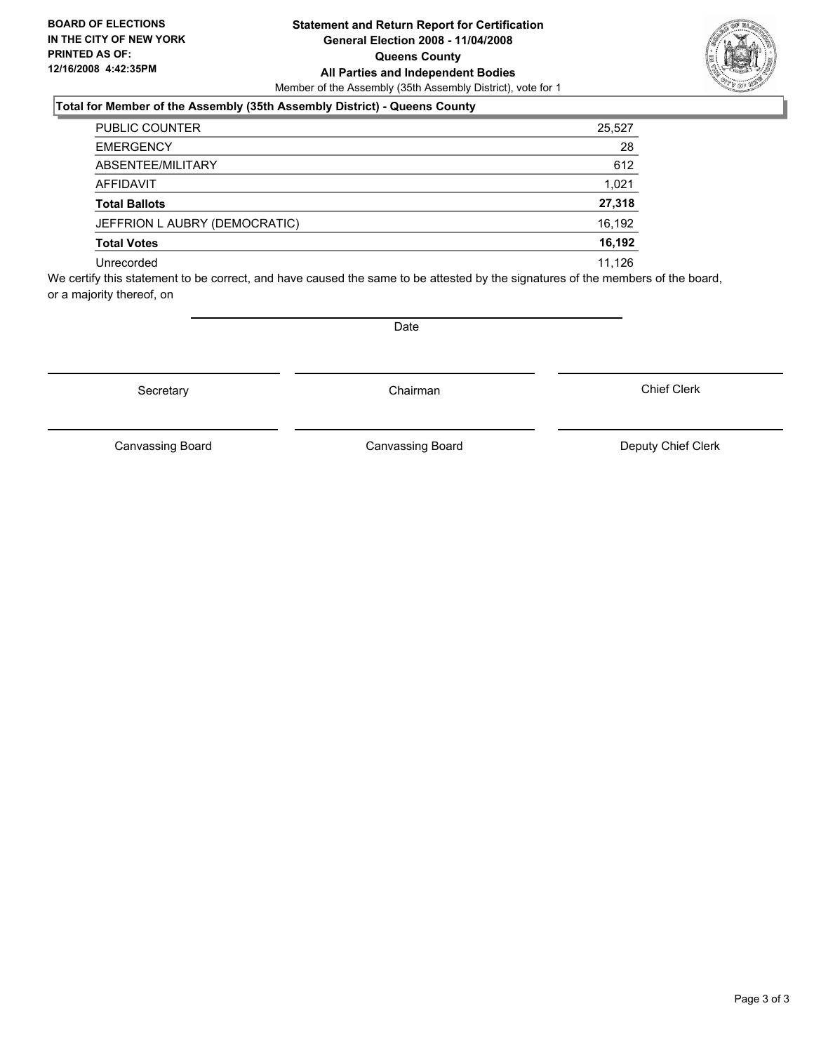**BOARD OF ELECTIONS IN THE CITY OF NEW YORK PRINTED AS OF: 12/16/2008 4:42:35PM**

**Statement and Return Report for Certification**
**General Election 2008 - 11/04/2008**
**Queens County**
**All Parties and Independent Bodies**
Member of the Assembly (35th Assembly District), vote for 1

### Total for Member of the Assembly (35th Assembly District) - Queens County

| | |
|---|---|
| PUBLIC COUNTER | 25,527 |
| EMERGENCY | 28 |
| ABSENTEE/MILITARY | 612 |
| AFFIDAVIT | 1,021 |
| **Total Ballots** | **27,318** |
| JEFFRION L AUBRY (DEMOCRATIC) | 16,192 |
| **Total Votes** | **16,192** |
| Unrecorded | 11,126 |

We certify this statement to be correct, and have caused the same to be attested by the signatures of the members of the board, or a majority thereof, on

Date

Secretary

Chairman

Chief Clerk

Canvassing Board

Canvassing Board

Deputy Chief Clerk